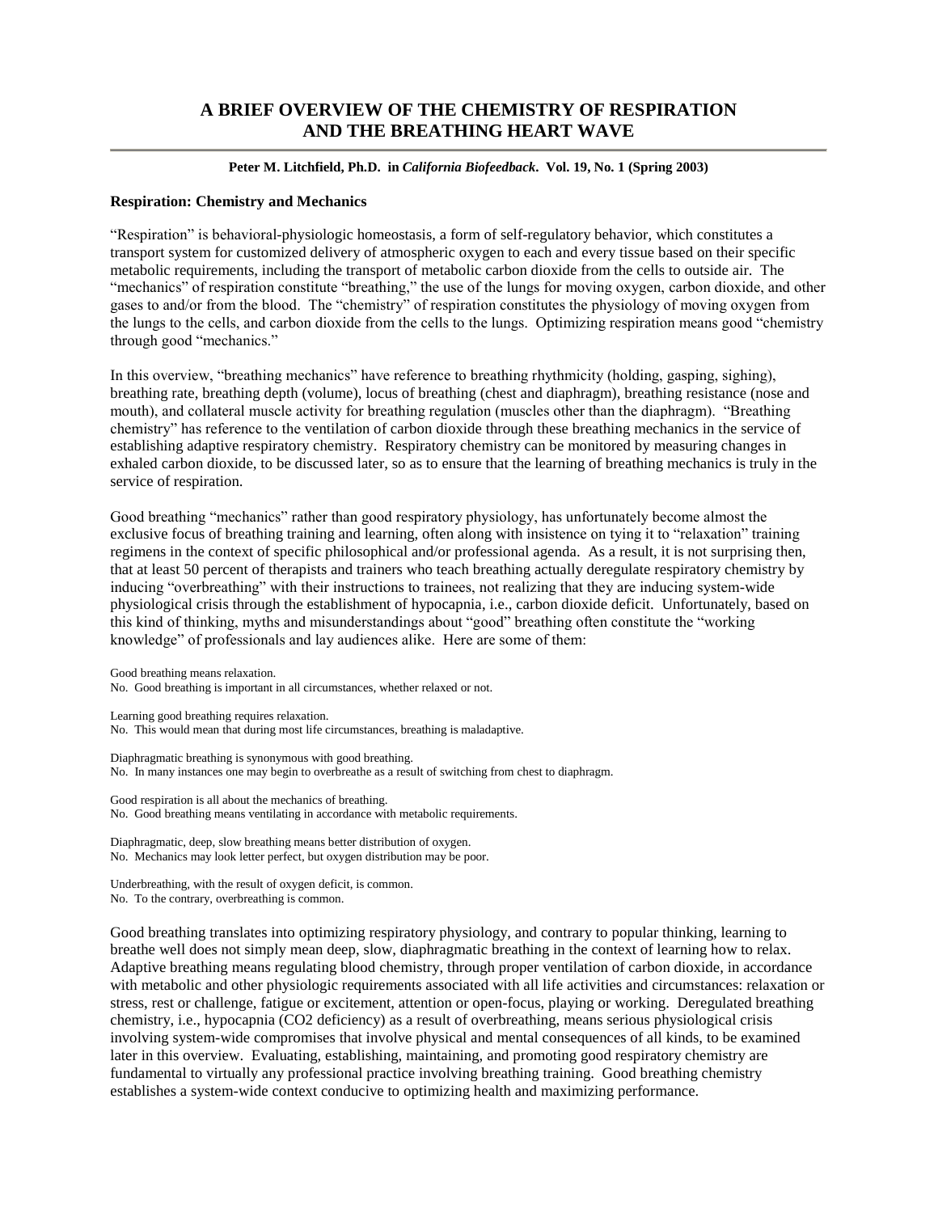# A BRIEF OVERVIEW OF THE CHEMISTRY OF RESPIRATION AND THE BREATHING HEART WAVE

**Peter M. Litchfield, Ph.D. in *California Biofeedback*. Vol. 19, No. 1 (Spring 2003)**

### Respiration: Chemistry and Mechanics

"Respiration" is behavioral-physiologic homeostasis, a form of self-regulatory behavior, which constitutes a transport system for customized delivery of atmospheric oxygen to each and every tissue based on their specific metabolic requirements, including the transport of metabolic carbon dioxide from the cells to outside air. The "mechanics" of respiration constitute "breathing," the use of the lungs for moving oxygen, carbon dioxide, and other gases to and/or from the blood. The "chemistry" of respiration constitutes the physiology of moving oxygen from the lungs to the cells, and carbon dioxide from the cells to the lungs. Optimizing respiration means good "chemistry through good "mechanics."

In this overview, "breathing mechanics" have reference to breathing rhythmicity (holding, gasping, sighing), breathing rate, breathing depth (volume), locus of breathing (chest and diaphragm), breathing resistance (nose and mouth), and collateral muscle activity for breathing regulation (muscles other than the diaphragm). "Breathing chemistry" has reference to the ventilation of carbon dioxide through these breathing mechanics in the service of establishing adaptive respiratory chemistry. Respiratory chemistry can be monitored by measuring changes in exhaled carbon dioxide, to be discussed later, so as to ensure that the learning of breathing mechanics is truly in the service of respiration.

Good breathing "mechanics" rather than good respiratory physiology, has unfortunately become almost the exclusive focus of breathing training and learning, often along with insistence on tying it to "relaxation" training regimens in the context of specific philosophical and/or professional agenda. As a result, it is not surprising then, that at least 50 percent of therapists and trainers who teach breathing actually deregulate respiratory chemistry by inducing "overbreathing" with their instructions to trainees, not realizing that they are inducing system-wide physiological crisis through the establishment of hypocapnia, i.e., carbon dioxide deficit. Unfortunately, based on this kind of thinking, myths and misunderstandings about "good" breathing often constitute the "working knowledge" of professionals and lay audiences alike. Here are some of them:

Good breathing means relaxation.
No. Good breathing is important in all circumstances, whether relaxed or not.

Learning good breathing requires relaxation.
No. This would mean that during most life circumstances, breathing is maladaptive.

Diaphragmatic breathing is synonymous with good breathing.
No. In many instances one may begin to overbreathe as a result of switching from chest to diaphragm.

Good respiration is all about the mechanics of breathing.
No. Good breathing means ventilating in accordance with metabolic requirements.

Diaphragmatic, deep, slow breathing means better distribution of oxygen.
No. Mechanics may look letter perfect, but oxygen distribution may be poor.

Underbreathing, with the result of oxygen deficit, is common.
No. To the contrary, overbreathing is common.

Good breathing translates into optimizing respiratory physiology, and contrary to popular thinking, learning to breathe well does not simply mean deep, slow, diaphragmatic breathing in the context of learning how to relax. Adaptive breathing means regulating blood chemistry, through proper ventilation of carbon dioxide, in accordance with metabolic and other physiologic requirements associated with all life activities and circumstances: relaxation or stress, rest or challenge, fatigue or excitement, attention or open-focus, playing or working. Deregulated breathing chemistry, i.e., hypocapnia ($CO_2$ deficiency) as a result of overbreathing, means serious physiological crisis involving system-wide compromises that involve physical and mental consequences of all kinds, to be examined later in this overview. Evaluating, establishing, maintaining, and promoting good respiratory chemistry are fundamental to virtually any professional practice involving breathing training. Good breathing chemistry establishes a system-wide context conducive to optimizing health and maximizing performance.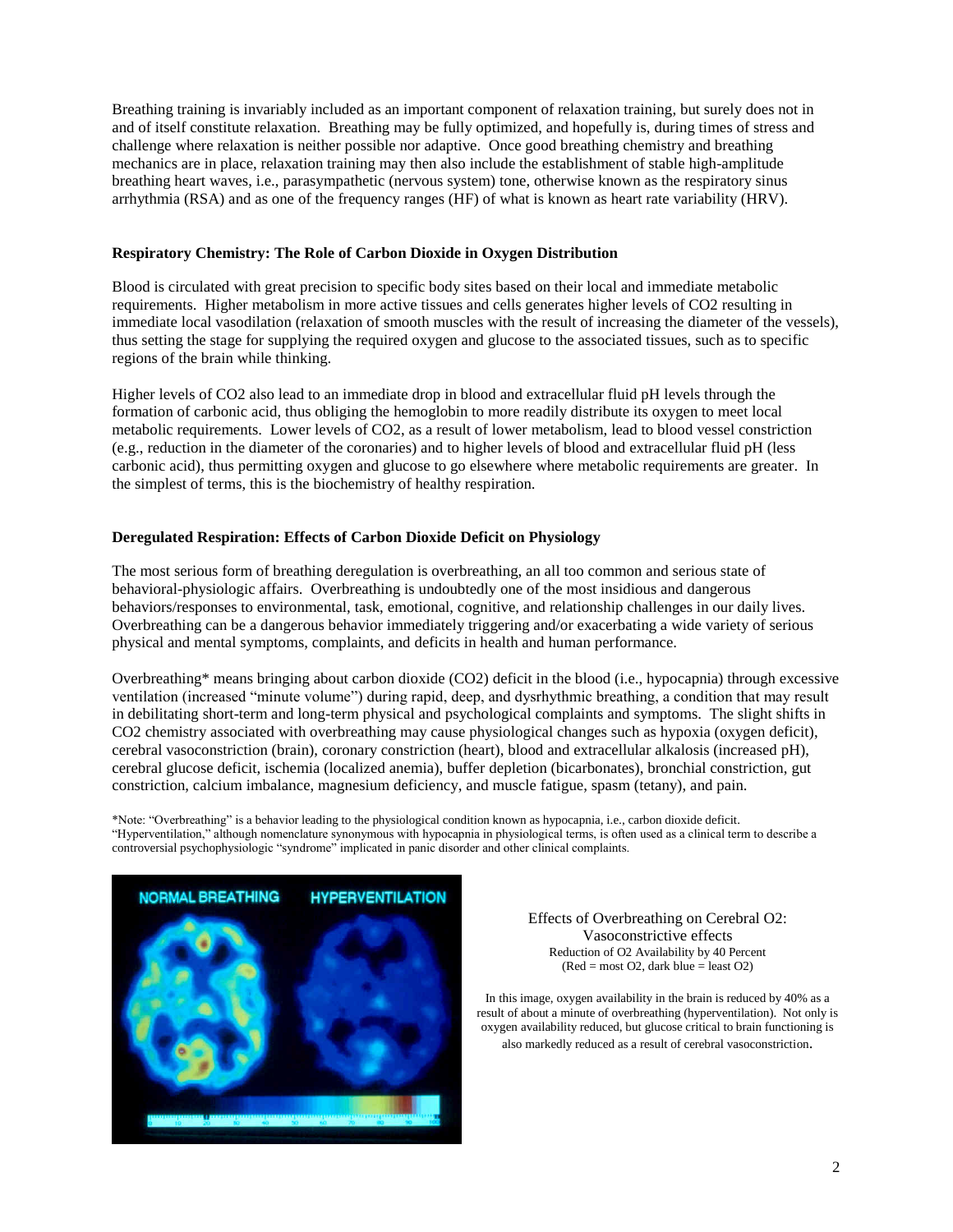Breathing training is invariably included as an important component of relaxation training, but surely does not in and of itself constitute relaxation. Breathing may be fully optimized, and hopefully is, during times of stress and challenge where relaxation is neither possible nor adaptive. Once good breathing chemistry and breathing mechanics are in place, relaxation training may then also include the establishment of stable high-amplitude breathing heart waves, i.e., parasympathetic (nervous system) tone, otherwise known as the respiratory sinus arrhythmia (RSA) and as one of the frequency ranges (HF) of what is known as heart rate variability (HRV).

## Respiratory Chemistry: The Role of Carbon Dioxide in Oxygen Distribution

Blood is circulated with great precision to specific body sites based on their local and immediate metabolic requirements. Higher metabolism in more active tissues and cells generates higher levels of $CO_2$ resulting in immediate local vasodilation (relaxation of smooth muscles with the result of increasing the diameter of the vessels), thus setting the stage for supplying the required oxygen and glucose to the associated tissues, such as to specific regions of the brain while thinking.

Higher levels of $CO_2$ also lead to an immediate drop in blood and extracellular fluid pH levels through the formation of carbonic acid, thus obliging the hemoglobin to more readily distribute its oxygen to meet local metabolic requirements. Lower levels of $CO_2$, as a result of lower metabolism, lead to blood vessel constriction (e.g., reduction in the diameter of the coronaries) and to higher levels of blood and extracellular fluid pH (less carbonic acid), thus permitting oxygen and glucose to go elsewhere where metabolic requirements are greater. In the simplest of terms, this is the biochemistry of healthy respiration.

## Deregulated Respiration: Effects of Carbon Dioxide Deficit on Physiology

The most serious form of breathing deregulation is overbreathing, an all too common and serious state of behavioral-physiologic affairs. Overbreathing is undoubtedly one of the most insidious and dangerous behaviors/responses to environmental, task, emotional, cognitive, and relationship challenges in our daily lives. Overbreathing can be a dangerous behavior immediately triggering and/or exacerbating a wide variety of serious physical and mental symptoms, complaints, and deficits in health and human performance.

Overbreathing* means bringing about carbon dioxide ($CO_2$) deficit in the blood (i.e., hypocapnia) through excessive ventilation (increased "minute volume") during rapid, deep, and dysrhythmic breathing, a condition that may result in debilitating short-term and long-term physical and psychological complaints and symptoms. The slight shifts in $CO_2$ chemistry associated with overbreathing may cause physiological changes such as hypoxia (oxygen deficit), cerebral vasoconstriction (brain), coronary constriction (heart), blood and extracellular alkalosis (increased pH), cerebral glucose deficit, ischemia (localized anemia), buffer depletion (bicarbonates), bronchial constriction, gut constriction, calcium imbalance, magnesium deficiency, and muscle fatigue, spasm (tetany), and pain.

*Note: "Overbreathing" is a behavior leading to the physiological condition known as hypocapnia, i.e., carbon dioxide deficit. "Hyperventilation," although nomenclature synonymous with hypocapnia in physiological terms, is often used as a clinical term to describe a controversial psychophysiologic "syndrome" implicated in panic disorder and other clinical complaints.

Effects of Overbreathing on Cerebral $O_2$: Vasoconstrictive effects
Reduction of $O_2$ Availability by 40 Percent
(Red = most $O_2$, dark blue = least $O_2$)

In this image, oxygen availability in the brain is reduced by 40% as a result of about a minute of overbreathing (hyperventilation). Not only is oxygen availability reduced, but glucose critical to brain functioning is also markedly reduced as a result of cerebral vasoconstriction.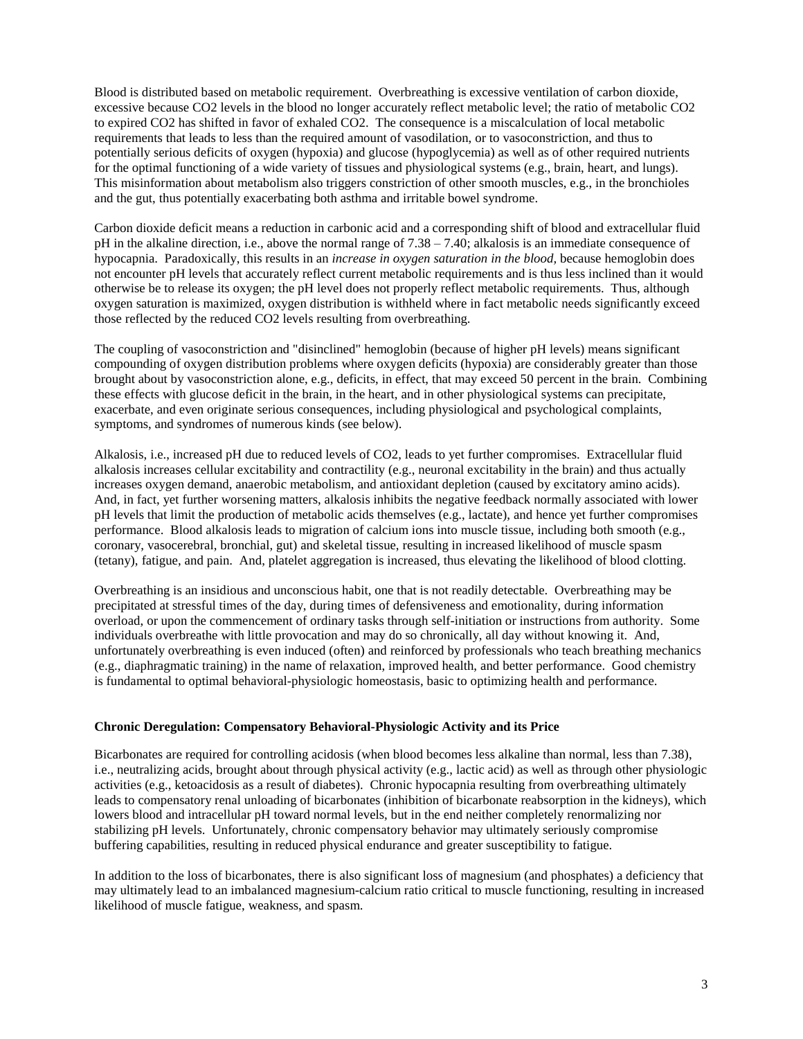Blood is distributed based on metabolic requirement. Overbreathing is excessive ventilation of carbon dioxide, excessive because CO2 levels in the blood no longer accurately reflect metabolic level; the ratio of metabolic CO2 to expired CO2 has shifted in favor of exhaled CO2. The consequence is a miscalculation of local metabolic requirements that leads to less than the required amount of vasodilation, or to vasoconstriction, and thus to potentially serious deficits of oxygen (hypoxia) and glucose (hypoglycemia) as well as of other required nutrients for the optimal functioning of a wide variety of tissues and physiological systems (e.g., brain, heart, and lungs). This misinformation about metabolism also triggers constriction of other smooth muscles, e.g., in the bronchioles and the gut, thus potentially exacerbating both asthma and irritable bowel syndrome.

Carbon dioxide deficit means a reduction in carbonic acid and a corresponding shift of blood and extracellular fluid pH in the alkaline direction, i.e., above the normal range of 7.38 – 7.40; alkalosis is an immediate consequence of hypocapnia. Paradoxically, this results in an *increase in oxygen saturation in the blood,* because hemoglobin does not encounter pH levels that accurately reflect current metabolic requirements and is thus less inclined than it would otherwise be to release its oxygen; the pH level does not properly reflect metabolic requirements. Thus, although oxygen saturation is maximized, oxygen distribution is withheld where in fact metabolic needs significantly exceed those reflected by the reduced CO2 levels resulting from overbreathing.

The coupling of vasoconstriction and "disinclined" hemoglobin (because of higher pH levels) means significant compounding of oxygen distribution problems where oxygen deficits (hypoxia) are considerably greater than those brought about by vasoconstriction alone, e.g., deficits, in effect, that may exceed 50 percent in the brain. Combining these effects with glucose deficit in the brain, in the heart, and in other physiological systems can precipitate, exacerbate, and even originate serious consequences, including physiological and psychological complaints, symptoms, and syndromes of numerous kinds (see below).

Alkalosis, i.e., increased pH due to reduced levels of CO2, leads to yet further compromises. Extracellular fluid alkalosis increases cellular excitability and contractility (e.g., neuronal excitability in the brain) and thus actually increases oxygen demand, anaerobic metabolism, and antioxidant depletion (caused by excitatory amino acids). And, in fact, yet further worsening matters, alkalosis inhibits the negative feedback normally associated with lower pH levels that limit the production of metabolic acids themselves (e.g., lactate), and hence yet further compromises performance. Blood alkalosis leads to migration of calcium ions into muscle tissue, including both smooth (e.g., coronary, vasocerebral, bronchial, gut) and skeletal tissue, resulting in increased likelihood of muscle spasm (tetany), fatigue, and pain. And, platelet aggregation is increased, thus elevating the likelihood of blood clotting.

Overbreathing is an insidious and unconscious habit, one that is not readily detectable. Overbreathing may be precipitated at stressful times of the day, during times of defensiveness and emotionality, during information overload, or upon the commencement of ordinary tasks through self-initiation or instructions from authority. Some individuals overbreathe with little provocation and may do so chronically, all day without knowing it. And, unfortunately overbreathing is even induced (often) and reinforced by professionals who teach breathing mechanics (e.g., diaphragmatic training) in the name of relaxation, improved health, and better performance. Good chemistry is fundamental to optimal behavioral-physiologic homeostasis, basic to optimizing health and performance.

**Chronic Deregulation: Compensatory Behavioral-Physiologic Activity and its Price**

Bicarbonates are required for controlling acidosis (when blood becomes less alkaline than normal, less than 7.38), i.e., neutralizing acids, brought about through physical activity (e.g., lactic acid) as well as through other physiologic activities (e.g., ketoacidosis as a result of diabetes). Chronic hypocapnia resulting from overbreathing ultimately leads to compensatory renal unloading of bicarbonates (inhibition of bicarbonate reabsorption in the kidneys), which lowers blood and intracellular pH toward normal levels, but in the end neither completely renormalizing nor stabilizing pH levels. Unfortunately, chronic compensatory behavior may ultimately seriously compromise buffering capabilities, resulting in reduced physical endurance and greater susceptibility to fatigue.

In addition to the loss of bicarbonates, there is also significant loss of magnesium (and phosphates) a deficiency that may ultimately lead to an imbalanced magnesium-calcium ratio critical to muscle functioning, resulting in increased likelihood of muscle fatigue, weakness, and spasm.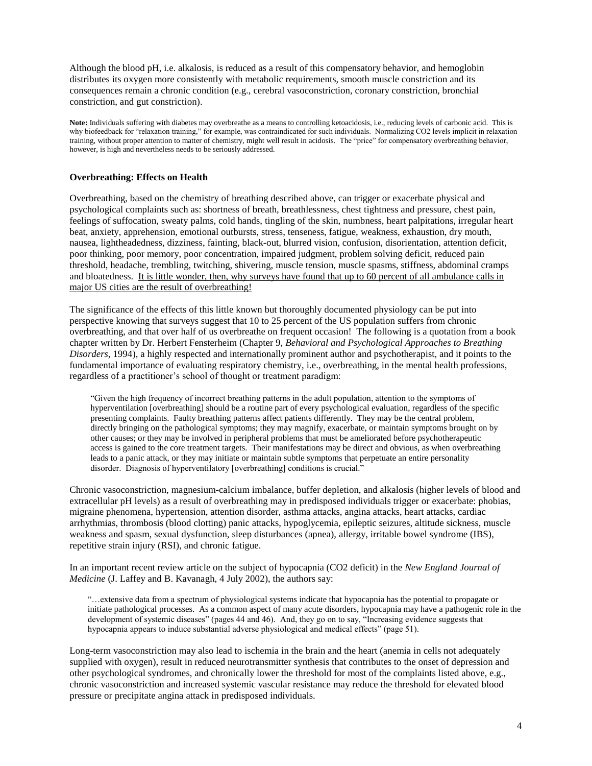Although the blood pH, i.e. alkalosis, is reduced as a result of this compensatory behavior, and hemoglobin distributes its oxygen more consistently with metabolic requirements, smooth muscle constriction and its consequences remain a chronic condition (e.g., cerebral vasoconstriction, coronary constriction, bronchial constriction, and gut constriction).

**Note:** Individuals suffering with diabetes may overbreathe as a means to controlling ketoacidosis, i.e., reducing levels of carbonic acid. This is why biofeedback for "relaxation training," for example, was contraindicated for such individuals. Normalizing $CO_2$ levels implicit in relaxation training, without proper attention to matter of chemistry, might well result in acidosis. The "price" for compensatory overbreathing behavior, however, is high and nevertheless needs to be seriously addressed.

### Overbreathing: Effects on Health

Overbreathing, based on the chemistry of breathing described above, can trigger or exacerbate physical and psychological complaints such as: shortness of breath, breathlessness, chest tightness and pressure, chest pain, feelings of suffocation, sweaty palms, cold hands, tingling of the skin, numbness, heart palpitations, irregular heart beat, anxiety, apprehension, emotional outbursts, stress, tenseness, fatigue, weakness, exhaustion, dry mouth, nausea, lightheadedness, dizziness, fainting, black-out, blurred vision, confusion, disorientation, attention deficit, poor thinking, poor memory, poor concentration, impaired judgment, problem solving deficit, reduced pain threshold, headache, trembling, twitching, shivering, muscle tension, muscle spasms, stiffness, abdominal cramps and bloatedness. <u>It is little wonder, then, why surveys have found that up to 60 percent of all ambulance calls in major US cities are the result of overbreathing!</u>

The significance of the effects of this little known but thoroughly documented physiology can be put into perspective knowing that surveys suggest that 10 to 25 percent of the US population suffers from chronic overbreathing, and that over half of us overbreathe on frequent occasion! The following is a quotation from a book chapter written by Dr. Herbert Fensterheim (Chapter 9, *Behavioral and Psychological Approaches to Breathing Disorders*, 1994), a highly respected and internationally prominent author and psychotherapist, and it points to the fundamental importance of evaluating respiratory chemistry, i.e., overbreathing, in the mental health professions, regardless of a practitioner's school of thought or treatment paradigm:

> "Given the high frequency of incorrect breathing patterns in the adult population, attention to the symptoms of hyperventilation [overbreathing] should be a routine part of every psychological evaluation, regardless of the specific presenting complaints. Faulty breathing patterns affect patients differently. They may be the central problem, directly bringing on the pathological symptoms; they may magnify, exacerbate, or maintain symptoms brought on by other causes; or they may be involved in peripheral problems that must be ameliorated before psychotherapeutic access is gained to the core treatment targets. Their manifestations may be direct and obvious, as when overbreathing leads to a panic attack, or they may initiate or maintain subtle symptoms that perpetuate an entire personality disorder. Diagnosis of hyperventilatory [overbreathing] conditions is crucial."

Chronic vasoconstriction, magnesium-calcium imbalance, buffer depletion, and alkalosis (higher levels of blood and extracellular pH levels) as a result of overbreathing may in predisposed individuals trigger or exacerbate: phobias, migraine phenomena, hypertension, attention disorder, asthma attacks, angina attacks, heart attacks, cardiac arrhythmias, thrombosis (blood clotting) panic attacks, hypoglycemia, epileptic seizures, altitude sickness, muscle weakness and spasm, sexual dysfunction, sleep disturbances (apnea), allergy, irritable bowel syndrome (IBS), repetitive strain injury (RSI), and chronic fatigue.

In an important recent review article on the subject of hypocapnia ($CO_2$ deficit) in the *New England Journal of Medicine* (J. Laffey and B. Kavanagh, 4 July 2002), the authors say:

> "…extensive data from a spectrum of physiological systems indicate that hypocapnia has the potential to propagate or initiate pathological processes. As a common aspect of many acute disorders, hypocapnia may have a pathogenic role in the development of systemic diseases" (pages 44 and 46). And, they go on to say, "Increasing evidence suggests that hypocapnia appears to induce substantial adverse physiological and medical effects" (page 51).

Long-term vasoconstriction may also lead to ischemia in the brain and the heart (anemia in cells not adequately supplied with oxygen), result in reduced neurotransmitter synthesis that contributes to the onset of depression and other psychological syndromes, and chronically lower the threshold for most of the complaints listed above, e.g., chronic vasoconstriction and increased systemic vascular resistance may reduce the threshold for elevated blood pressure or precipitate angina attack in predisposed individuals.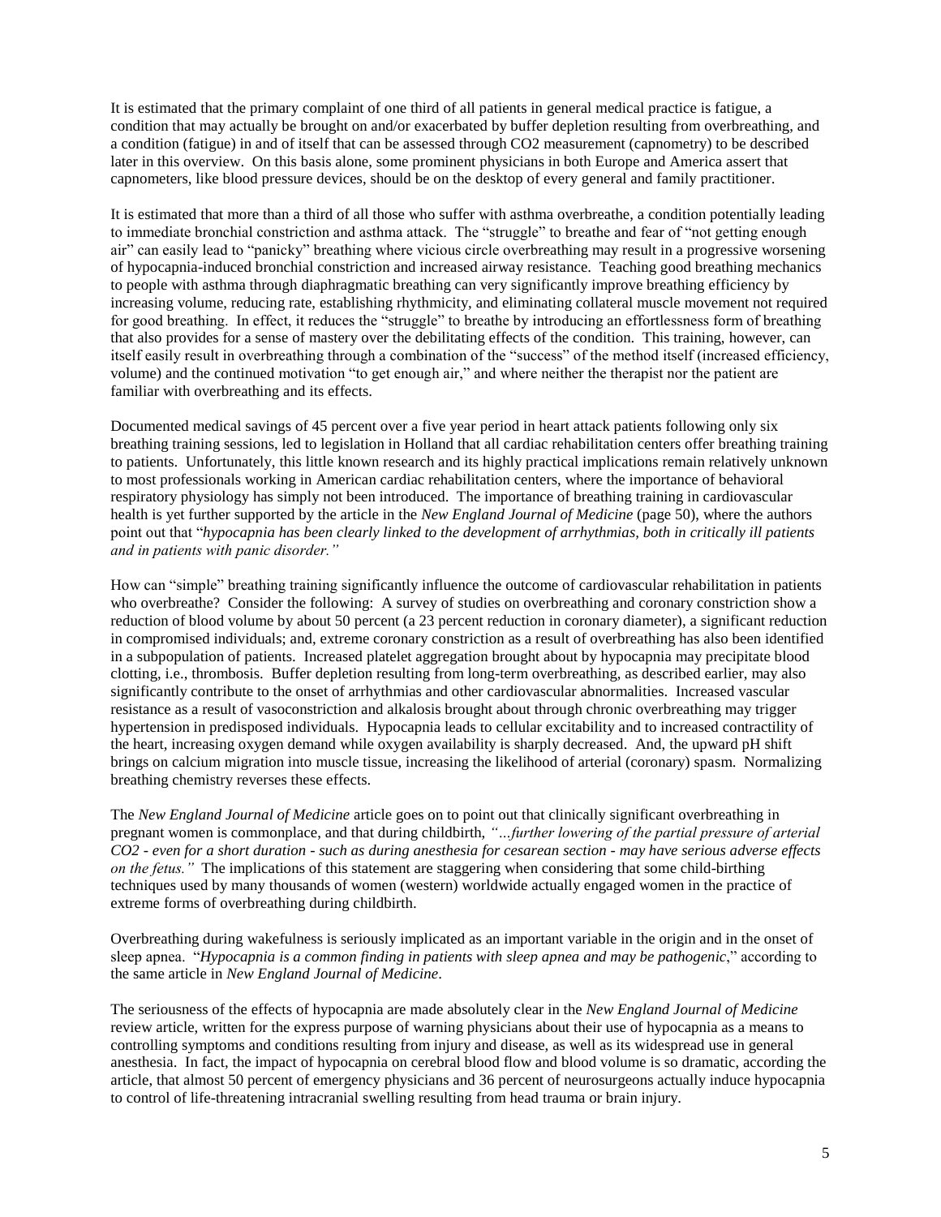It is estimated that the primary complaint of one third of all patients in general medical practice is fatigue, a condition that may actually be brought on and/or exacerbated by buffer depletion resulting from overbreathing, and a condition (fatigue) in and of itself that can be assessed through CO2 measurement (capnometry) to be described later in this overview. On this basis alone, some prominent physicians in both Europe and America assert that capnometers, like blood pressure devices, should be on the desktop of every general and family practitioner.

It is estimated that more than a third of all those who suffer with asthma overbreathe, a condition potentially leading to immediate bronchial constriction and asthma attack. The "struggle" to breathe and fear of "not getting enough air" can easily lead to "panicky" breathing where vicious circle overbreathing may result in a progressive worsening of hypocapnia-induced bronchial constriction and increased airway resistance. Teaching good breathing mechanics to people with asthma through diaphragmatic breathing can very significantly improve breathing efficiency by increasing volume, reducing rate, establishing rhythmicity, and eliminating collateral muscle movement not required for good breathing. In effect, it reduces the "struggle" to breathe by introducing an effortlessness form of breathing that also provides for a sense of mastery over the debilitating effects of the condition. This training, however, can itself easily result in overbreathing through a combination of the "success" of the method itself (increased efficiency, volume) and the continued motivation "to get enough air," and where neither the therapist nor the patient are familiar with overbreathing and its effects.

Documented medical savings of 45 percent over a five year period in heart attack patients following only six breathing training sessions, led to legislation in Holland that all cardiac rehabilitation centers offer breathing training to patients. Unfortunately, this little known research and its highly practical implications remain relatively unknown to most professionals working in American cardiac rehabilitation centers, where the importance of behavioral respiratory physiology has simply not been introduced. The importance of breathing training in cardiovascular health is yet further supported by the article in the *New England Journal of Medicine* (page 50), where the authors point out that "*hypocapnia has been clearly linked to the development of arrhythmias, both in critically ill patients and in patients with panic disorder."*

How can "simple" breathing training significantly influence the outcome of cardiovascular rehabilitation in patients who overbreathe? Consider the following: A survey of studies on overbreathing and coronary constriction show a reduction of blood volume by about 50 percent (a 23 percent reduction in coronary diameter), a significant reduction in compromised individuals; and, extreme coronary constriction as a result of overbreathing has also been identified in a subpopulation of patients. Increased platelet aggregation brought about by hypocapnia may precipitate blood clotting, i.e., thrombosis. Buffer depletion resulting from long-term overbreathing, as described earlier, may also significantly contribute to the onset of arrhythmias and other cardiovascular abnormalities. Increased vascular resistance as a result of vasoconstriction and alkalosis brought about through chronic overbreathing may trigger hypertension in predisposed individuals. Hypocapnia leads to cellular excitability and to increased contractility of the heart, increasing oxygen demand while oxygen availability is sharply decreased. And, the upward pH shift brings on calcium migration into muscle tissue, increasing the likelihood of arterial (coronary) spasm. Normalizing breathing chemistry reverses these effects.

The *New England Journal of Medicine* article goes on to point out that clinically significant overbreathing in pregnant women is commonplace, and that during childbirth, *"…further lowering of the partial pressure of arterial CO2 - even for a short duration - such as during anesthesia for cesarean section - may have serious adverse effects on the fetus."* The implications of this statement are staggering when considering that some child-birthing techniques used by many thousands of women (western) worldwide actually engaged women in the practice of extreme forms of overbreathing during childbirth.

Overbreathing during wakefulness is seriously implicated as an important variable in the origin and in the onset of sleep apnea. "*Hypocapnia is a common finding in patients with sleep apnea and may be pathogenic*," according to the same article in *New England Journal of Medicine*.

The seriousness of the effects of hypocapnia are made absolutely clear in the *New England Journal of Medicine* review article, written for the express purpose of warning physicians about their use of hypocapnia as a means to controlling symptoms and conditions resulting from injury and disease, as well as its widespread use in general anesthesia. In fact, the impact of hypocapnia on cerebral blood flow and blood volume is so dramatic, according the article, that almost 50 percent of emergency physicians and 36 percent of neurosurgeons actually induce hypocapnia to control of life-threatening intracranial swelling resulting from head trauma or brain injury.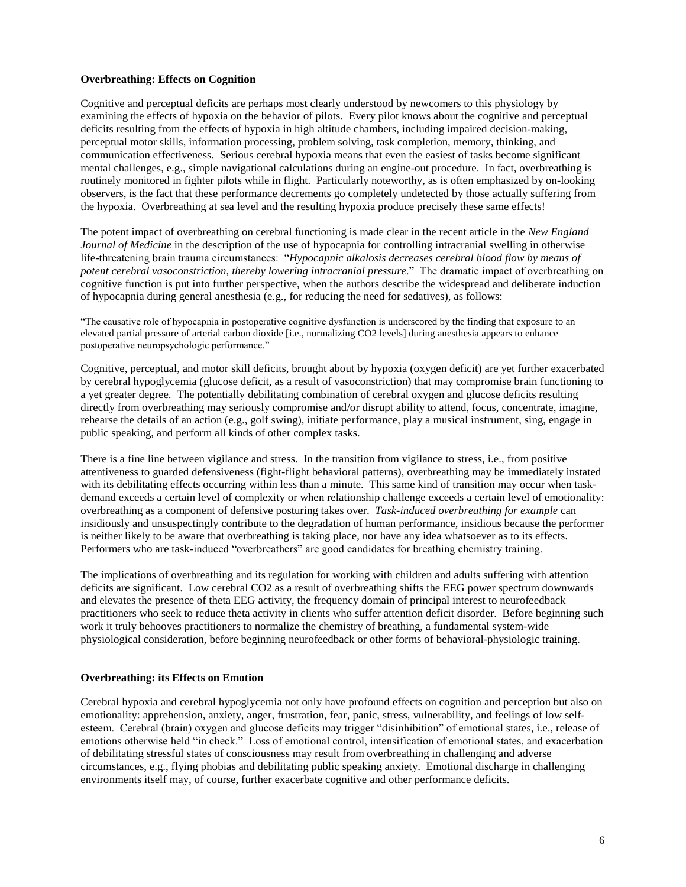**Overbreathing: Effects on Cognition**

Cognitive and perceptual deficits are perhaps most clearly understood by newcomers to this physiology by examining the effects of hypoxia on the behavior of pilots. Every pilot knows about the cognitive and perceptual deficits resulting from the effects of hypoxia in high altitude chambers, including impaired decision-making, perceptual motor skills, information processing, problem solving, task completion, memory, thinking, and communication effectiveness. Serious cerebral hypoxia means that even the easiest of tasks become significant mental challenges, e.g., simple navigational calculations during an engine-out procedure. In fact, overbreathing is routinely monitored in fighter pilots while in flight. Particularly noteworthy, as is often emphasized by on-looking observers, is the fact that these performance decrements go completely undetected by those actually suffering from the hypoxia. <u>Overbreathing at sea level and the resulting hypoxia produce precisely these same effects</u>!

The potent impact of overbreathing on cerebral functioning is made clear in the recent article in the *New England Journal of Medicine* in the description of the use of hypocapnia for controlling intracranial swelling in otherwise life-threatening brain trauma circumstances: "*Hypocapnic alkalosis decreases cerebral blood flow by means of <u>potent cerebral vasoconstriction</u>, thereby lowering intracranial pressure*." The dramatic impact of overbreathing on cognitive function is put into further perspective, when the authors describe the widespread and deliberate induction of hypocapnia during general anesthesia (e.g., for reducing the need for sedatives), as follows:

> "The causative role of hypocapnia in postoperative cognitive dysfunction is underscored by the finding that exposure to an elevated partial pressure of arterial carbon dioxide [i.e., normalizing CO2 levels] during anesthesia appears to enhance postoperative neuropsychologic performance."

Cognitive, perceptual, and motor skill deficits, brought about by hypoxia (oxygen deficit) are yet further exacerbated by cerebral hypoglycemia (glucose deficit, as a result of vasoconstriction) that may compromise brain functioning to a yet greater degree. The potentially debilitating combination of cerebral oxygen and glucose deficits resulting directly from overbreathing may seriously compromise and/or disrupt ability to attend, focus, concentrate, imagine, rehearse the details of an action (e.g., golf swing), initiate performance, play a musical instrument, sing, engage in public speaking, and perform all kinds of other complex tasks.

There is a fine line between vigilance and stress. In the transition from vigilance to stress, i.e., from positive attentiveness to guarded defensiveness (fight-flight behavioral patterns), overbreathing may be immediately instated with its debilitating effects occurring within less than a minute. This same kind of transition may occur when task-demand exceeds a certain level of complexity or when relationship challenge exceeds a certain level of emotionality: overbreathing as a component of defensive posturing takes over. *Task-induced overbreathing for example* can insidiously and unsuspectingly contribute to the degradation of human performance, insidious because the performer is neither likely to be aware that overbreathing is taking place, nor have any idea whatsoever as to its effects. Performers who are task-induced "overbreathers" are good candidates for breathing chemistry training.

The implications of overbreathing and its regulation for working with children and adults suffering with attention deficits are significant. Low cerebral CO2 as a result of overbreathing shifts the EEG power spectrum downwards and elevates the presence of theta EEG activity, the frequency domain of principal interest to neurofeedback practitioners who seek to reduce theta activity in clients who suffer attention deficit disorder. Before beginning such work it truly behooves practitioners to normalize the chemistry of breathing, a fundamental system-wide physiological consideration, before beginning neurofeedback or other forms of behavioral-physiologic training.

**Overbreathing: its Effects on Emotion**

Cerebral hypoxia and cerebral hypoglycemia not only have profound effects on cognition and perception but also on emotionality: apprehension, anxiety, anger, frustration, fear, panic, stress, vulnerability, and feelings of low self-esteem. Cerebral (brain) oxygen and glucose deficits may trigger "disinhibition" of emotional states, i.e., release of emotions otherwise held "in check." Loss of emotional control, intensification of emotional states, and exacerbation of debilitating stressful states of consciousness may result from overbreathing in challenging and adverse circumstances, e.g., flying phobias and debilitating public speaking anxiety. Emotional discharge in challenging environments itself may, of course, further exacerbate cognitive and other performance deficits.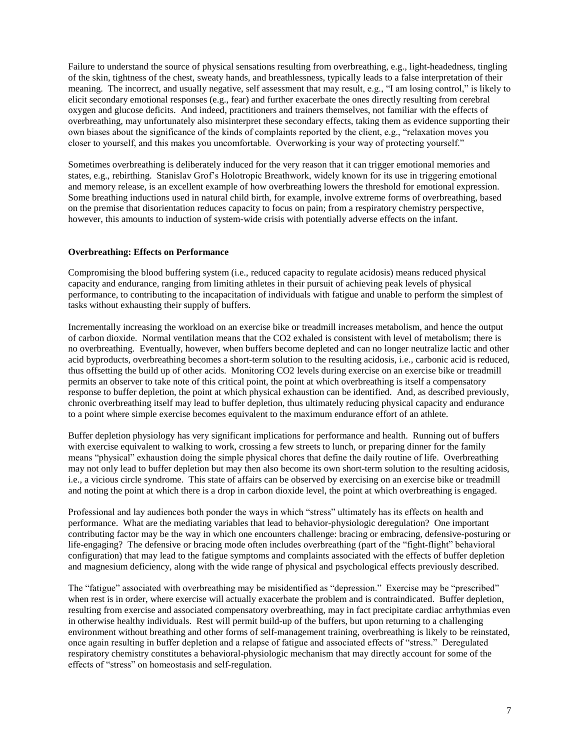Failure to understand the source of physical sensations resulting from overbreathing, e.g., light-headedness, tingling of the skin, tightness of the chest, sweaty hands, and breathlessness, typically leads to a false interpretation of their meaning. The incorrect, and usually negative, self assessment that may result, e.g., "I am losing control," is likely to elicit secondary emotional responses (e.g., fear) and further exacerbate the ones directly resulting from cerebral oxygen and glucose deficits. And indeed, practitioners and trainers themselves, not familiar with the effects of overbreathing, may unfortunately also misinterpret these secondary effects, taking them as evidence supporting their own biases about the significance of the kinds of complaints reported by the client, e.g., "relaxation moves you closer to yourself, and this makes you uncomfortable. Overworking is your way of protecting yourself."

Sometimes overbreathing is deliberately induced for the very reason that it can trigger emotional memories and states, e.g., rebirthing. Stanislav Grof's Holotropic Breathwork, widely known for its use in triggering emotional and memory release, is an excellent example of how overbreathing lowers the threshold for emotional expression. Some breathing inductions used in natural child birth, for example, involve extreme forms of overbreathing, based on the premise that disorientation reduces capacity to focus on pain; from a respiratory chemistry perspective, however, this amounts to induction of system-wide crisis with potentially adverse effects on the infant.

**Overbreathing: Effects on Performance**

Compromising the blood buffering system (i.e., reduced capacity to regulate acidosis) means reduced physical capacity and endurance, ranging from limiting athletes in their pursuit of achieving peak levels of physical performance, to contributing to the incapacitation of individuals with fatigue and unable to perform the simplest of tasks without exhausting their supply of buffers.

Incrementally increasing the workload on an exercise bike or treadmill increases metabolism, and hence the output of carbon dioxide. Normal ventilation means that the $CO_2$ exhaled is consistent with level of metabolism; there is no overbreathing. Eventually, however, when buffers become depleted and can no longer neutralize lactic and other acid byproducts, overbreathing becomes a short-term solution to the resulting acidosis, i.e., carbonic acid is reduced, thus offsetting the build up of other acids. Monitoring $CO_2$ levels during exercise on an exercise bike or treadmill permits an observer to take note of this critical point, the point at which overbreathing is itself a compensatory response to buffer depletion, the point at which physical exhaustion can be identified. And, as described previously, chronic overbreathing itself may lead to buffer depletion, thus ultimately reducing physical capacity and endurance to a point where simple exercise becomes equivalent to the maximum endurance effort of an athlete.

Buffer depletion physiology has very significant implications for performance and health. Running out of buffers with exercise equivalent to walking to work, crossing a few streets to lunch, or preparing dinner for the family means "physical" exhaustion doing the simple physical chores that define the daily routine of life. Overbreathing may not only lead to buffer depletion but may then also become its own short-term solution to the resulting acidosis, i.e., a vicious circle syndrome. This state of affairs can be observed by exercising on an exercise bike or treadmill and noting the point at which there is a drop in carbon dioxide level, the point at which overbreathing is engaged.

Professional and lay audiences both ponder the ways in which "stress" ultimately has its effects on health and performance. What are the mediating variables that lead to behavior-physiologic deregulation? One important contributing factor may be the way in which one encounters challenge: bracing or embracing, defensive-posturing or life-engaging? The defensive or bracing mode often includes overbreathing (part of the "fight-flight" behavioral configuration) that may lead to the fatigue symptoms and complaints associated with the effects of buffer depletion and magnesium deficiency, along with the wide range of physical and psychological effects previously described.

The "fatigue" associated with overbreathing may be misidentified as "depression." Exercise may be "prescribed" when rest is in order, where exercise will actually exacerbate the problem and is contraindicated. Buffer depletion, resulting from exercise and associated compensatory overbreathing, may in fact precipitate cardiac arrhythmias even in otherwise healthy individuals. Rest will permit build-up of the buffers, but upon returning to a challenging environment without breathing and other forms of self-management training, overbreathing is likely to be reinstated, once again resulting in buffer depletion and a relapse of fatigue and associated effects of "stress." Deregulated respiratory chemistry constitutes a behavioral-physiologic mechanism that may directly account for some of the effects of "stress" on homeostasis and self-regulation.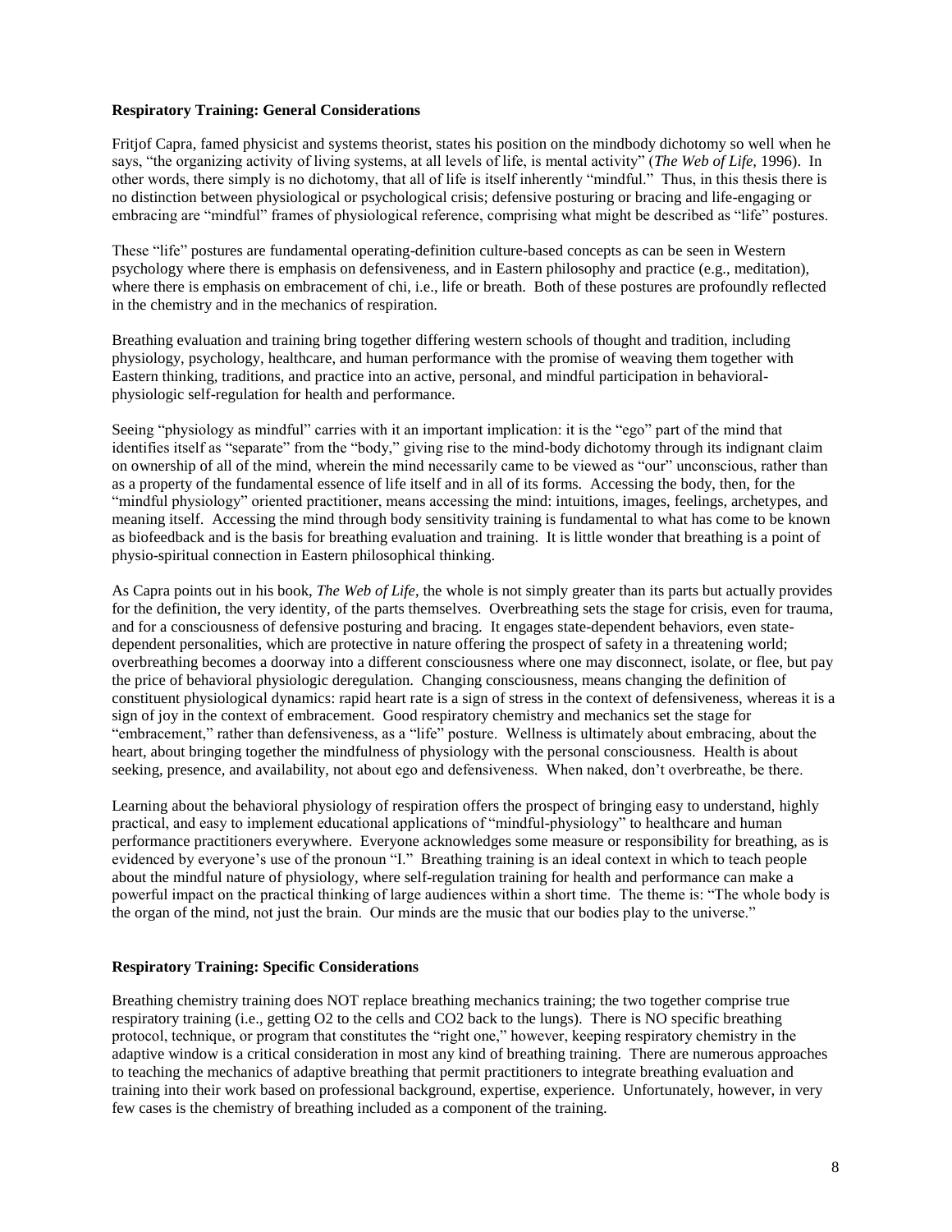**Respiratory Training: General Considerations**

Fritjof Capra, famed physicist and systems theorist, states his position on the mindbody dichotomy so well when he says, "the organizing activity of living systems, at all levels of life, is mental activity" (*The Web of Life,* 1996). In other words, there simply is no dichotomy, that all of life is itself inherently "mindful." Thus, in this thesis there is no distinction between physiological or psychological crisis; defensive posturing or bracing and life-engaging or embracing are "mindful" frames of physiological reference, comprising what might be described as "life" postures.

These "life" postures are fundamental operating-definition culture-based concepts as can be seen in Western psychology where there is emphasis on defensiveness, and in Eastern philosophy and practice (e.g., meditation), where there is emphasis on embracement of chi, i.e., life or breath. Both of these postures are profoundly reflected in the chemistry and in the mechanics of respiration.

Breathing evaluation and training bring together differing western schools of thought and tradition, including physiology, psychology, healthcare, and human performance with the promise of weaving them together with Eastern thinking, traditions, and practice into an active, personal, and mindful participation in behavioral-physiologic self-regulation for health and performance.

Seeing "physiology as mindful" carries with it an important implication: it is the "ego" part of the mind that identifies itself as "separate" from the "body," giving rise to the mind-body dichotomy through its indignant claim on ownership of all of the mind, wherein the mind necessarily came to be viewed as "our" unconscious, rather than as a property of the fundamental essence of life itself and in all of its forms. Accessing the body, then, for the "mindful physiology" oriented practitioner, means accessing the mind: intuitions, images, feelings, archetypes, and meaning itself. Accessing the mind through body sensitivity training is fundamental to what has come to be known as biofeedback and is the basis for breathing evaluation and training. It is little wonder that breathing is a point of physio-spiritual connection in Eastern philosophical thinking.

As Capra points out in his book, *The Web of Life*, the whole is not simply greater than its parts but actually provides for the definition, the very identity, of the parts themselves. Overbreathing sets the stage for crisis, even for trauma, and for a consciousness of defensive posturing and bracing. It engages state-dependent behaviors, even state-dependent personalities, which are protective in nature offering the prospect of safety in a threatening world; overbreathing becomes a doorway into a different consciousness where one may disconnect, isolate, or flee, but pay the price of behavioral physiologic deregulation. Changing consciousness, means changing the definition of constituent physiological dynamics: rapid heart rate is a sign of stress in the context of defensiveness, whereas it is a sign of joy in the context of embracement. Good respiratory chemistry and mechanics set the stage for "embracement," rather than defensiveness, as a "life" posture. Wellness is ultimately about embracing, about the heart, about bringing together the mindfulness of physiology with the personal consciousness. Health is about seeking, presence, and availability, not about ego and defensiveness. When naked, don't overbreathe, be there.

Learning about the behavioral physiology of respiration offers the prospect of bringing easy to understand, highly practical, and easy to implement educational applications of "mindful-physiology" to healthcare and human performance practitioners everywhere. Everyone acknowledges some measure or responsibility for breathing, as is evidenced by everyone's use of the pronoun "I." Breathing training is an ideal context in which to teach people about the mindful nature of physiology, where self-regulation training for health and performance can make a powerful impact on the practical thinking of large audiences within a short time. The theme is: "The whole body is the organ of the mind, not just the brain. Our minds are the music that our bodies play to the universe."

**Respiratory Training: Specific Considerations**

Breathing chemistry training does NOT replace breathing mechanics training; the two together comprise true respiratory training (i.e., getting $O_2$ to the cells and $CO_2$ back to the lungs). There is NO specific breathing protocol, technique, or program that constitutes the "right one," however, keeping respiratory chemistry in the adaptive window is a critical consideration in most any kind of breathing training. There are numerous approaches to teaching the mechanics of adaptive breathing that permit practitioners to integrate breathing evaluation and training into their work based on professional background, expertise, experience. Unfortunately, however, in very few cases is the chemistry of breathing included as a component of the training.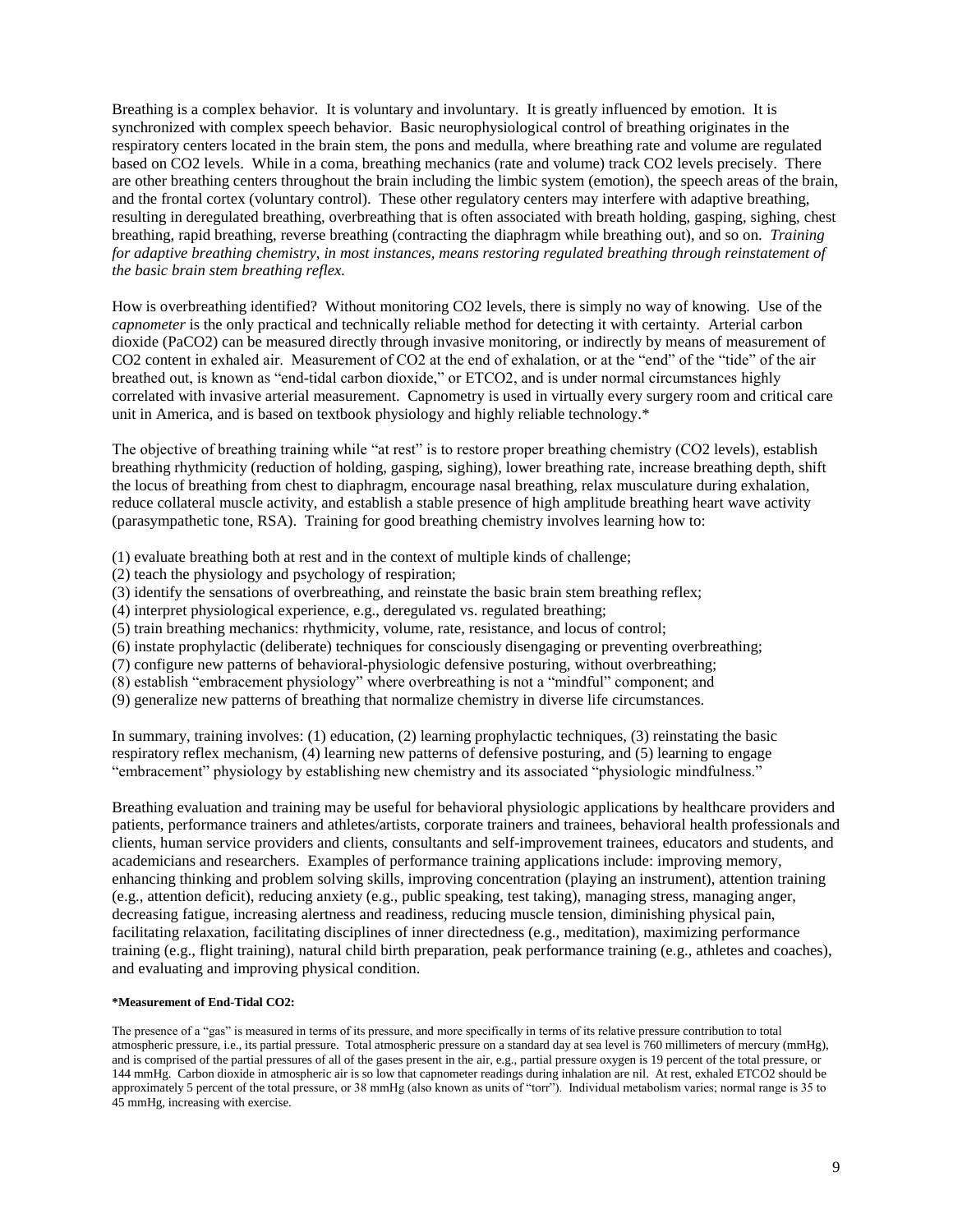Breathing is a complex behavior. It is voluntary and involuntary. It is greatly influenced by emotion. It is synchronized with complex speech behavior. Basic neurophysiological control of breathing originates in the respiratory centers located in the brain stem, the pons and medulla, where breathing rate and volume are regulated based on $CO_2$ levels. While in a coma, breathing mechanics (rate and volume) track $CO_2$ levels precisely. There are other breathing centers throughout the brain including the limbic system (emotion), the speech areas of the brain, and the frontal cortex (voluntary control). These other regulatory centers may interfere with adaptive breathing, resulting in deregulated breathing, overbreathing that is often associated with breath holding, gasping, sighing, chest breathing, rapid breathing, reverse breathing (contracting the diaphragm while breathing out), and so on. *Training for adaptive breathing chemistry, in most instances, means restoring regulated breathing through reinstatement of the basic brain stem breathing reflex.*

How is overbreathing identified? Without monitoring $CO_2$ levels, there is simply no way of knowing. Use of the *capnometer* is the only practical and technically reliable method for detecting it with certainty. Arterial carbon dioxide ($PaCO_2$) can be measured directly through invasive monitoring, or indirectly by means of measurement of $CO_2$ content in exhaled air. Measurement of $CO_2$ at the end of exhalation, or at the "end" of the "tide" of the air breathed out, is known as "end-tidal carbon dioxide," or $ETCO_2$, and is under normal circumstances highly correlated with invasive arterial measurement. Capnometry is used in virtually every surgery room and critical care unit in America, and is based on textbook physiology and highly reliable technology.*

The objective of breathing training while "at rest" is to restore proper breathing chemistry ($CO_2$ levels), establish breathing rhythmicity (reduction of holding, gasping, sighing), lower breathing rate, increase breathing depth, shift the locus of breathing from chest to diaphragm, encourage nasal breathing, relax musculature during exhalation, reduce collateral muscle activity, and establish a stable presence of high amplitude breathing heart wave activity (parasympathetic tone, RSA). Training for good breathing chemistry involves learning how to:

(1) evaluate breathing both at rest and in the context of multiple kinds of challenge;
(2) teach the physiology and psychology of respiration;
(3) identify the sensations of overbreathing, and reinstate the basic brain stem breathing reflex;
(4) interpret physiological experience, e.g., deregulated vs. regulated breathing;
(5) train breathing mechanics: rhythmicity, volume, rate, resistance, and locus of control;
(6) instate prophylactic (deliberate) techniques for consciously disengaging or preventing overbreathing;
(7) configure new patterns of behavioral-physiologic defensive posturing, without overbreathing;
(8) establish "embracement physiology" where overbreathing is not a "mindful" component; and
(9) generalize new patterns of breathing that normalize chemistry in diverse life circumstances.

In summary, training involves: (1) education, (2) learning prophylactic techniques, (3) reinstating the basic respiratory reflex mechanism, (4) learning new patterns of defensive posturing, and (5) learning to engage "embracement" physiology by establishing new chemistry and its associated "physiologic mindfulness."

Breathing evaluation and training may be useful for behavioral physiologic applications by healthcare providers and patients, performance trainers and athletes/artists, corporate trainers and trainees, behavioral health professionals and clients, human service providers and clients, consultants and self-improvement trainees, educators and students, and academicians and researchers. Examples of performance training applications include: improving memory, enhancing thinking and problem solving skills, improving concentration (playing an instrument), attention training (e.g., attention deficit), reducing anxiety (e.g., public speaking, test taking), managing stress, managing anger, decreasing fatigue, increasing alertness and readiness, reducing muscle tension, diminishing physical pain, facilitating relaxation, facilitating disciplines of inner directedness (e.g., meditation), maximizing performance training (e.g., flight training), natural child birth preparation, peak performance training (e.g., athletes and coaches), and evaluating and improving physical condition.

**\*Measurement of End-Tidal $CO_2$:**

The presence of a "gas" is measured in terms of its pressure, and more specifically in terms of its relative pressure contribution to total atmospheric pressure, i.e., its partial pressure. Total atmospheric pressure on a standard day at sea level is 760 millimeters of mercury (mmHg), and is comprised of the partial pressures of all of the gases present in the air, e.g., partial pressure oxygen is 19 percent of the total pressure, or 144 mmHg. Carbon dioxide in atmospheric air is so low that capnometer readings during inhalation are nil. At rest, exhaled $ETCO_2$ should be approximately 5 percent of the total pressure, or 38 mmHg (also known as units of "torr"). Individual metabolism varies; normal range is 35 to 45 mmHg, increasing with exercise.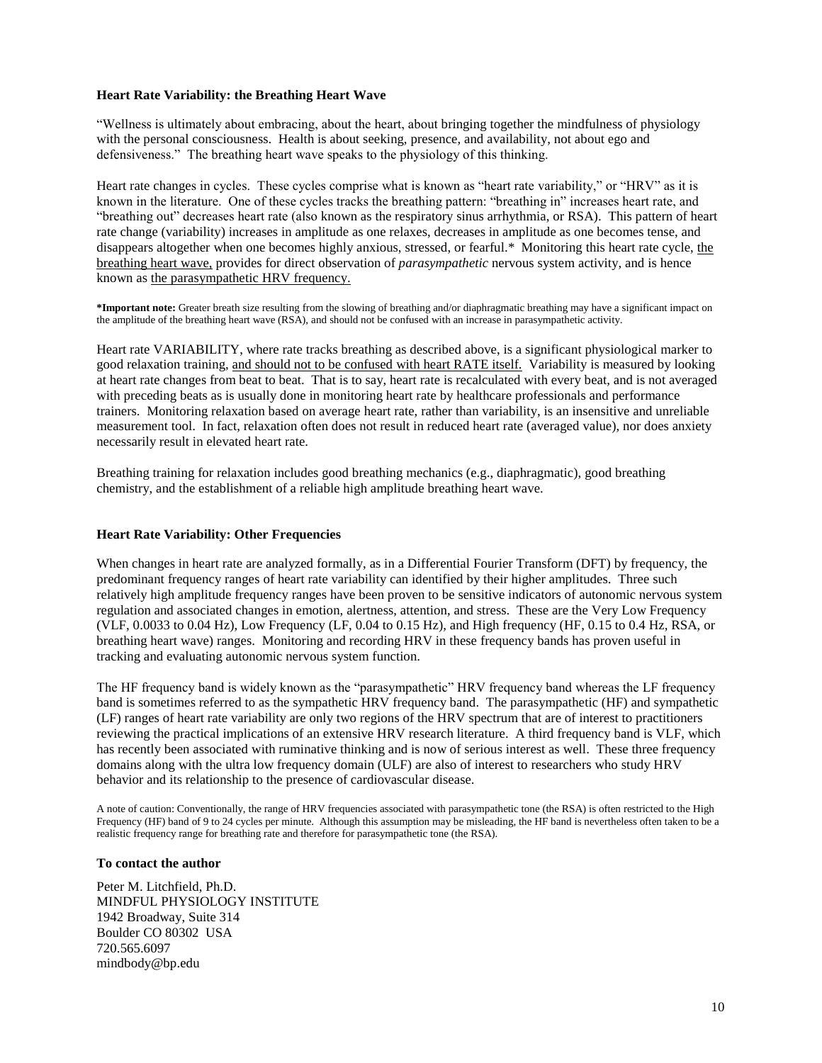**Heart Rate Variability: the Breathing Heart Wave**

"Wellness is ultimately about embracing, about the heart, about bringing together the mindfulness of physiology with the personal consciousness. Health is about seeking, presence, and availability, not about ego and defensiveness." The breathing heart wave speaks to the physiology of this thinking.

Heart rate changes in cycles. These cycles comprise what is known as "heart rate variability," or "HRV" as it is known in the literature. One of these cycles tracks the breathing pattern: "breathing in" increases heart rate, and "breathing out" decreases heart rate (also known as the respiratory sinus arrhythmia, or RSA). This pattern of heart rate change (variability) increases in amplitude as one relaxes, decreases in amplitude as one becomes tense, and disappears altogether when one becomes highly anxious, stressed, or fearful.* Monitoring this heart rate cycle, <u>the breathing heart wave,</u> provides for direct observation of *parasympathetic* nervous system activity, and is hence known as <u>the parasympathetic HRV frequency.</u>

**\*Important note:** Greater breath size resulting from the slowing of breathing and/or diaphragmatic breathing may have a significant impact on the amplitude of the breathing heart wave (RSA), and should not be confused with an increase in parasympathetic activity.

Heart rate VARIABILITY, where rate tracks breathing as described above, is a significant physiological marker to good relaxation training, <u>and should not to be confused with heart RATE itself.</u> Variability is measured by looking at heart rate changes from beat to beat. That is to say, heart rate is recalculated with every beat, and is not averaged with preceding beats as is usually done in monitoring heart rate by healthcare professionals and performance trainers. Monitoring relaxation based on average heart rate, rather than variability, is an insensitive and unreliable measurement tool. In fact, relaxation often does not result in reduced heart rate (averaged value), nor does anxiety necessarily result in elevated heart rate.

Breathing training for relaxation includes good breathing mechanics (e.g., diaphragmatic), good breathing chemistry, and the establishment of a reliable high amplitude breathing heart wave.

**Heart Rate Variability: Other Frequencies**

When changes in heart rate are analyzed formally, as in a Differential Fourier Transform (DFT) by frequency, the predominant frequency ranges of heart rate variability can identified by their higher amplitudes. Three such relatively high amplitude frequency ranges have been proven to be sensitive indicators of autonomic nervous system regulation and associated changes in emotion, alertness, attention, and stress. These are the Very Low Frequency (VLF, 0.0033 to 0.04 Hz), Low Frequency (LF, 0.04 to 0.15 Hz), and High frequency (HF, 0.15 to 0.4 Hz, RSA, or breathing heart wave) ranges. Monitoring and recording HRV in these frequency bands has proven useful in tracking and evaluating autonomic nervous system function.

The HF frequency band is widely known as the "parasympathetic" HRV frequency band whereas the LF frequency band is sometimes referred to as the sympathetic HRV frequency band. The parasympathetic (HF) and sympathetic (LF) ranges of heart rate variability are only two regions of the HRV spectrum that are of interest to practitioners reviewing the practical implications of an extensive HRV research literature. A third frequency band is VLF, which has recently been associated with ruminative thinking and is now of serious interest as well. These three frequency domains along with the ultra low frequency domain (ULF) are also of interest to researchers who study HRV behavior and its relationship to the presence of cardiovascular disease.

A note of caution: Conventionally, the range of HRV frequencies associated with parasympathetic tone (the RSA) is often restricted to the High Frequency (HF) band of 9 to 24 cycles per minute. Although this assumption may be misleading, the HF band is nevertheless often taken to be a realistic frequency range for breathing rate and therefore for parasympathetic tone (the RSA).

**To contact the author**

Peter M. Litchfield, Ph.D.  
MINDFUL PHYSIOLOGY INSTITUTE  
1942 Broadway, Suite 314  
Boulder CO 80302 USA  
720.565.6097  
mindbody@bp.edu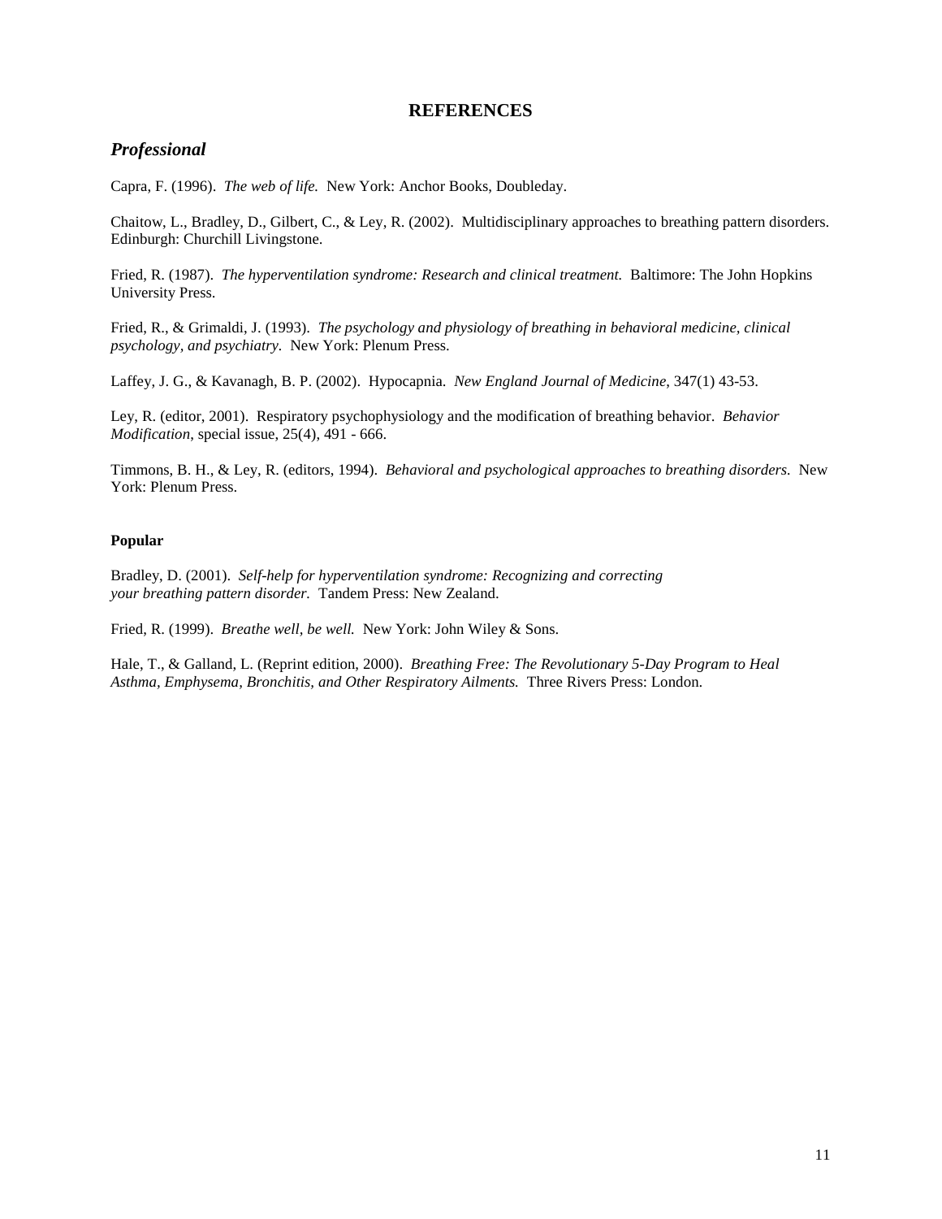# REFERENCES

## *Professional*

Capra, F. (1996). *The web of life.* New York: Anchor Books, Doubleday.

Chaitow, L., Bradley, D., Gilbert, C., & Ley, R. (2002). Multidisciplinary approaches to breathing pattern disorders. Edinburgh: Churchill Livingstone.

Fried, R. (1987). *The hyperventilation syndrome: Research and clinical treatment.* Baltimore: The John Hopkins University Press.

Fried, R., & Grimaldi, J. (1993). *The psychology and physiology of breathing in behavioral medicine, clinical psychology, and psychiatry.* New York: Plenum Press.

Laffey, J. G., & Kavanagh, B. P. (2002). Hypocapnia. *New England Journal of Medicine*, 347(1) 43-53.

Ley, R. (editor, 2001). Respiratory psychophysiology and the modification of breathing behavior. *Behavior Modification*, special issue, 25(4), 491 - 666.

Timmons, B. H., & Ley, R. (editors, 1994). *Behavioral and psychological approaches to breathing disorders.* New York: Plenum Press.

### Popular

Bradley, D. (2001). *Self-help for hyperventilation syndrome: Recognizing and correcting your breathing pattern disorder.* Tandem Press: New Zealand.

Fried, R. (1999). *Breathe well, be well.* New York: John Wiley & Sons.

Hale, T., & Galland, L. (Reprint edition, 2000). *Breathing Free: The Revolutionary 5-Day Program to Heal Asthma, Emphysema, Bronchitis, and Other Respiratory Ailments.* Three Rivers Press: London.